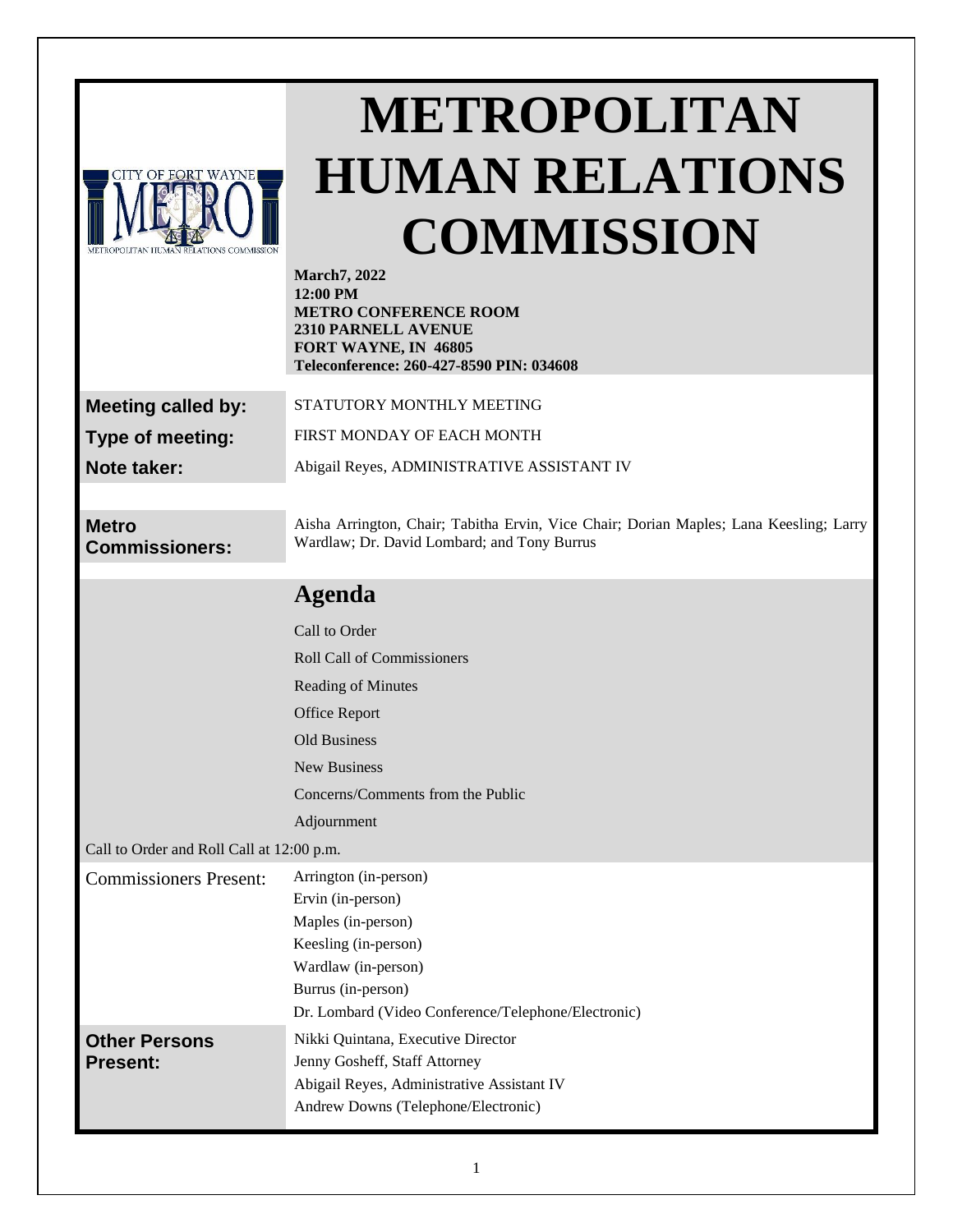# METROPOLITAN HUMAN RELATIONS COMMISSION

**March7, 2022**
**12:00 PM**
**METRO CONFERENCE ROOM**
**2310 PARNELL AVENUE**
**FORT WAYNE, IN 46805**
**Teleconference: 260-427-8590 PIN: 034608**

| | |
|---|---|
| **Meeting called by:** | STATUTORY MONTHLY MEETING |
| **Type of meeting:** | FIRST MONDAY OF EACH MONTH |
| **Note taker:** | Abigail Reyes, ADMINISTRATIVE ASSISTANT IV |
| **Metro Commissioners:** | Aisha Arrington, Chair; Tabitha Ervin, Vice Chair; Dorian Maples; Lana Keesling; Larry Wardlaw; Dr. David Lombard; and Tony Burrus |

## Agenda

- Call to Order
- Roll Call of Commissioners
- Reading of Minutes
- Office Report
- Old Business
- New Business
- Concerns/Comments from the Public
- Adjournment

Call to Order and Roll Call at 12:00 p.m.

| | |
|---|---|
| Commissioners Present: | Arrington (in-person)<br>Ervin (in-person)<br>Maples (in-person)<br>Keesling (in-person)<br>Wardlaw (in-person)<br>Burrus (in-person)<br>Dr. Lombard (Video Conference/Telephone/Electronic) |
| **Other Persons Present:** | Nikki Quintana, Executive Director<br>Jenny Gosheff, Staff Attorney<br>Abigail Reyes, Administrative Assistant IV<br>Andrew Downs (Telephone/Electronic) |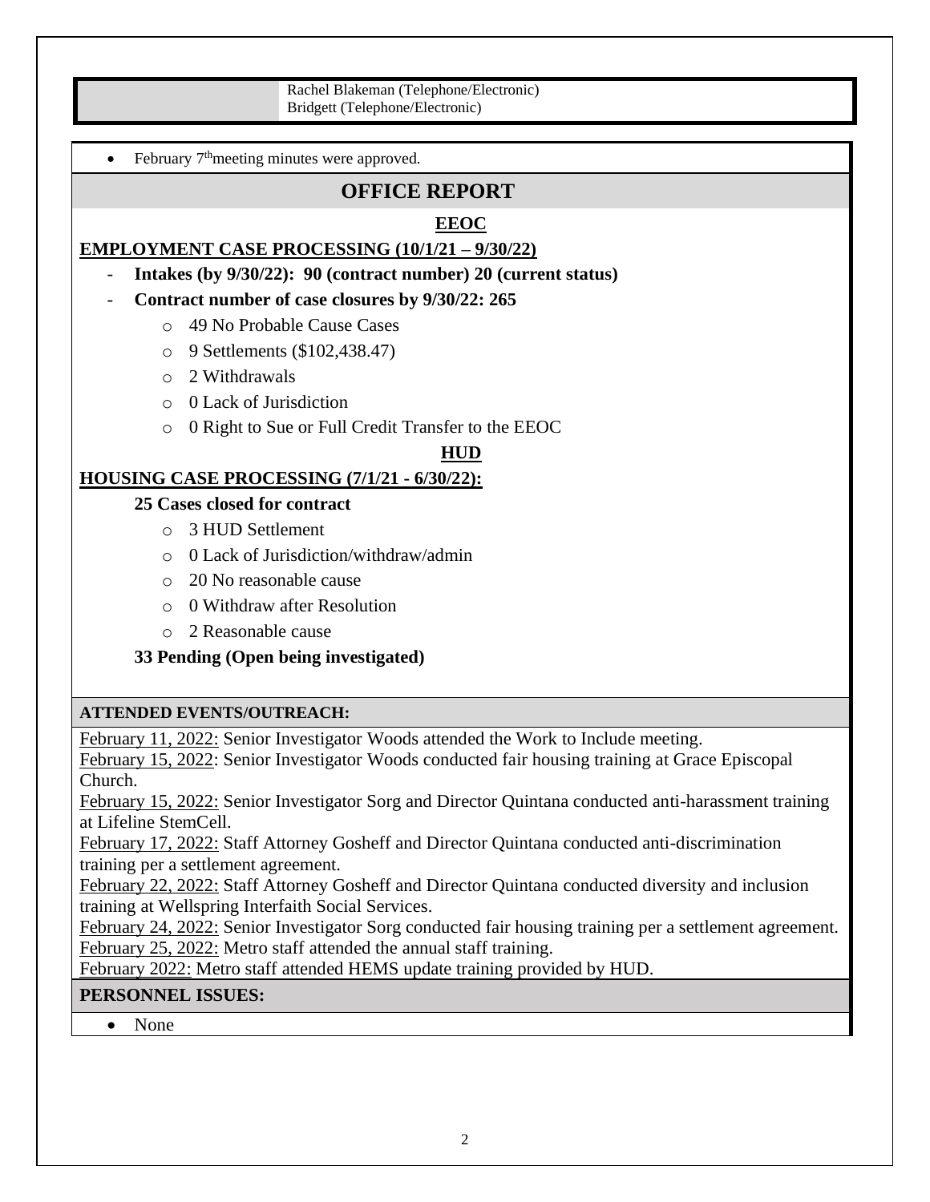| | Rachel Blakeman (Telephone/Electronic)<br>Bridgett (Telephone/Electronic) |
|---|---|

- February 7th meeting minutes were approved.

## OFFICE REPORT

### EEOC

**EMPLOYMENT CASE PROCESSING (10/1/21 – 9/30/22)**

- **Intakes (by 9/30/22): 90 (contract number) 20 (current status)**
- **Contract number of case closures by 9/30/22: 265**
  - 49 No Probable Cause Cases
  - 9 Settlements ($102,438.47)
  - 2 Withdrawals
  - 0 Lack of Jurisdiction
  - 0 Right to Sue or Full Credit Transfer to the EEOC

### HUD

**HOUSING CASE PROCESSING (7/1/21 - 6/30/22):**

**25 Cases closed for contract**

- 3 HUD Settlement
- 0 Lack of Jurisdiction/withdraw/admin
- 20 No reasonable cause
- 0 Withdraw after Resolution
- 2 Reasonable cause

**33 Pending (Open being investigated)**

**ATTENDED EVENTS/OUTREACH:**

February 11, 2022: Senior Investigator Woods attended the Work to Include meeting.

February 15, 2022: Senior Investigator Woods conducted fair housing training at Grace Episcopal Church.

February 15, 2022: Senior Investigator Sorg and Director Quintana conducted anti-harassment training at Lifeline StemCell.

February 17, 2022: Staff Attorney Gosheff and Director Quintana conducted anti-discrimination training per a settlement agreement.

February 22, 2022: Staff Attorney Gosheff and Director Quintana conducted diversity and inclusion training at Wellspring Interfaith Social Services.

February 24, 2022: Senior Investigator Sorg conducted fair housing training per a settlement agreement.

February 25, 2022: Metro staff attended the annual staff training.

February 2022: Metro staff attended HEMS update training provided by HUD.

**PERSONNEL ISSUES:**

- None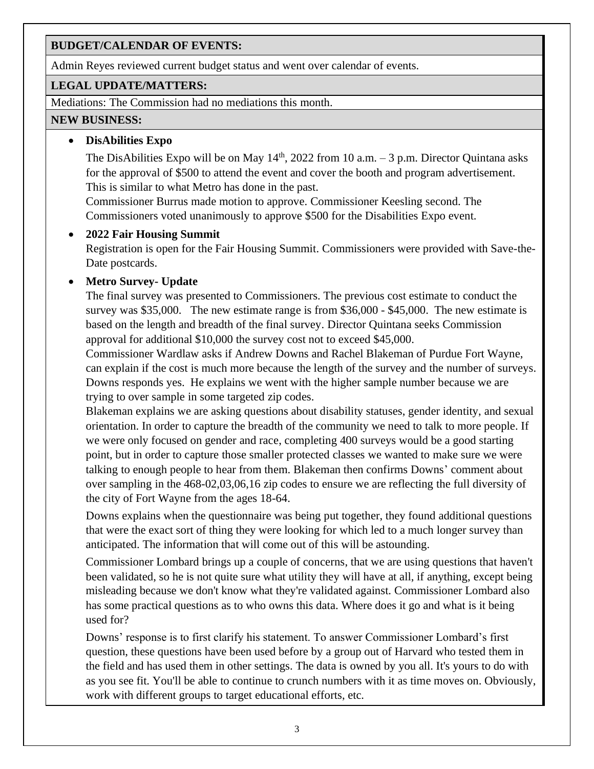## BUDGET/CALENDAR OF EVENTS:

Admin Reyes reviewed current budget status and went over calendar of events.

## LEGAL UPDATE/MATTERS:

Mediations: The Commission had no mediations this month.

## NEW BUSINESS:

- **DisAbilities Expo**

  The DisAbilities Expo will be on May 14th, 2022 from 10 a.m. – 3 p.m. Director Quintana asks for the approval of $500 to attend the event and cover the booth and program advertisement. This is similar to what Metro has done in the past.
  Commissioner Burrus made motion to approve. Commissioner Keesling second. The Commissioners voted unanimously to approve $500 for the Disabilities Expo event.

- **2022 Fair Housing Summit**

  Registration is open for the Fair Housing Summit. Commissioners were provided with Save-the-Date postcards.

- **Metro Survey- Update**

  The final survey was presented to Commissioners. The previous cost estimate to conduct the survey was $35,000. The new estimate range is from $36,000 - $45,000. The new estimate is based on the length and breadth of the final survey. Director Quintana seeks Commission approval for additional $10,000 the survey cost not to exceed $45,000.
  Commissioner Wardlaw asks if Andrew Downs and Rachel Blakeman of Purdue Fort Wayne, can explain if the cost is much more because the length of the survey and the number of surveys. Downs responds yes. He explains we went with the higher sample number because we are trying to over sample in some targeted zip codes.
  Blakeman explains we are asking questions about disability statuses, gender identity, and sexual orientation. In order to capture the breadth of the community we need to talk to more people. If we were only focused on gender and race, completing 400 surveys would be a good starting point, but in order to capture those smaller protected classes we wanted to make sure we were talking to enough people to hear from them. Blakeman then confirms Downs' comment about over sampling in the 468-02,03,06,16 zip codes to ensure we are reflecting the full diversity of the city of Fort Wayne from the ages 18-64.

  Downs explains when the questionnaire was being put together, they found additional questions that were the exact sort of thing they were looking for which led to a much longer survey than anticipated. The information that will come out of this will be astounding.

  Commissioner Lombard brings up a couple of concerns, that we are using questions that haven't been validated, so he is not quite sure what utility they will have at all, if anything, except being misleading because we don't know what they're validated against. Commissioner Lombard also has some practical questions as to who owns this data. Where does it go and what is it being used for?

  Downs' response is to first clarify his statement. To answer Commissioner Lombard's first question, these questions have been used before by a group out of Harvard who tested them in the field and has used them in other settings. The data is owned by you all. It's yours to do with as you see fit. You'll be able to continue to crunch numbers with it as time moves on. Obviously, work with different groups to target educational efforts, etc.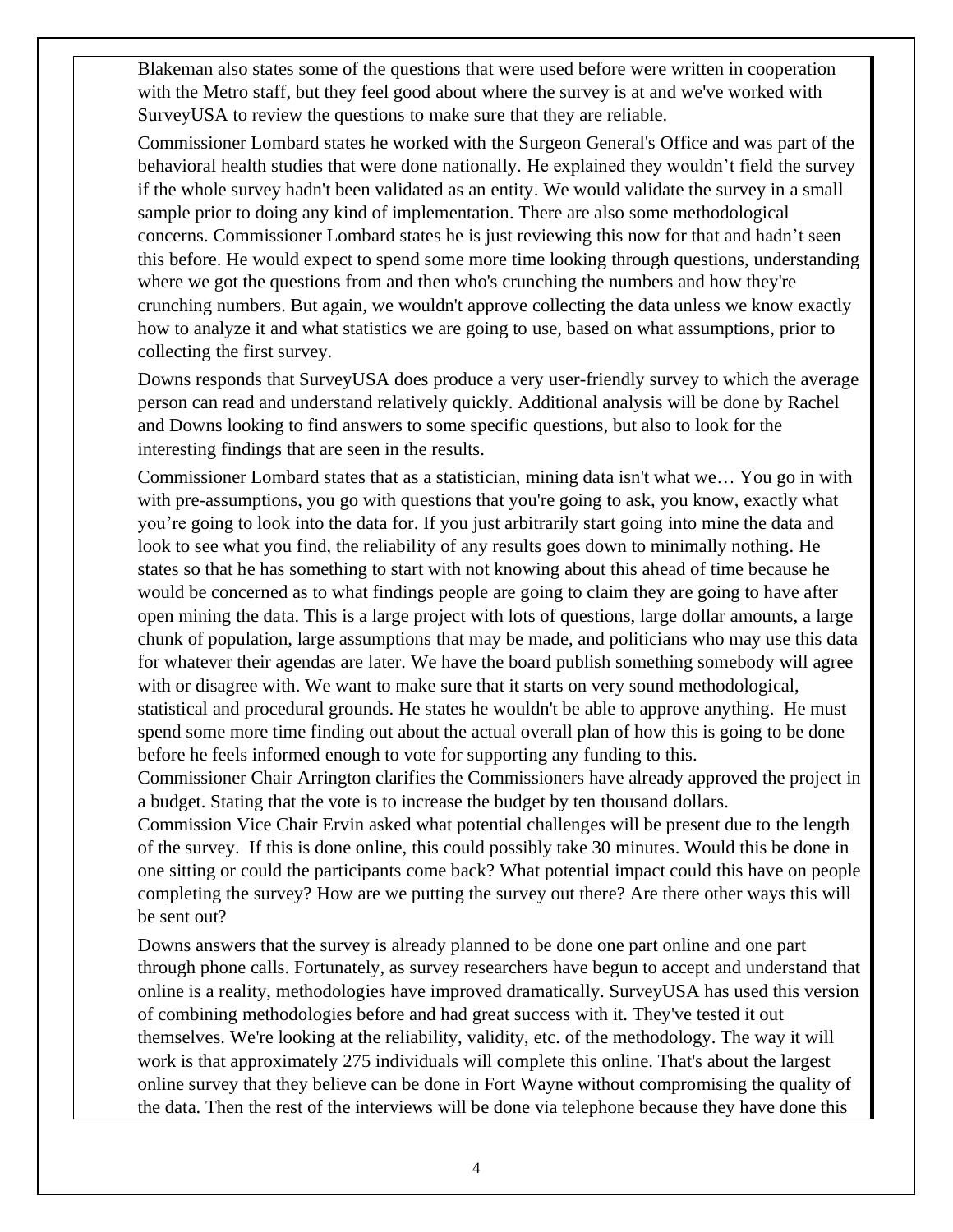Blakeman also states some of the questions that were used before were written in cooperation with the Metro staff, but they feel good about where the survey is at and we've worked with SurveyUSA to review the questions to make sure that they are reliable.

Commissioner Lombard states he worked with the Surgeon General's Office and was part of the behavioral health studies that were done nationally. He explained they wouldn't field the survey if the whole survey hadn't been validated as an entity. We would validate the survey in a small sample prior to doing any kind of implementation. There are also some methodological concerns. Commissioner Lombard states he is just reviewing this now for that and hadn't seen this before. He would expect to spend some more time looking through questions, understanding where we got the questions from and then who's crunching the numbers and how they're crunching numbers. But again, we wouldn't approve collecting the data unless we know exactly how to analyze it and what statistics we are going to use, based on what assumptions, prior to collecting the first survey.

Downs responds that SurveyUSA does produce a very user-friendly survey to which the average person can read and understand relatively quickly. Additional analysis will be done by Rachel and Downs looking to find answers to some specific questions, but also to look for the interesting findings that are seen in the results.

Commissioner Lombard states that as a statistician, mining data isn't what we… You go in with with pre-assumptions, you go with questions that you're going to ask, you know, exactly what you're going to look into the data for. If you just arbitrarily start going into mine the data and look to see what you find, the reliability of any results goes down to minimally nothing. He states so that he has something to start with not knowing about this ahead of time because he would be concerned as to what findings people are going to claim they are going to have after open mining the data. This is a large project with lots of questions, large dollar amounts, a large chunk of population, large assumptions that may be made, and politicians who may use this data for whatever their agendas are later. We have the board publish something somebody will agree with or disagree with. We want to make sure that it starts on very sound methodological, statistical and procedural grounds. He states he wouldn't be able to approve anything. He must spend some more time finding out about the actual overall plan of how this is going to be done before he feels informed enough to vote for supporting any funding to this.

Commissioner Chair Arrington clarifies the Commissioners have already approved the project in a budget. Stating that the vote is to increase the budget by ten thousand dollars.

Commission Vice Chair Ervin asked what potential challenges will be present due to the length of the survey. If this is done online, this could possibly take 30 minutes. Would this be done in one sitting or could the participants come back? What potential impact could this have on people completing the survey? How are we putting the survey out there? Are there other ways this will be sent out?

Downs answers that the survey is already planned to be done one part online and one part through phone calls. Fortunately, as survey researchers have begun to accept and understand that online is a reality, methodologies have improved dramatically. SurveyUSA has used this version of combining methodologies before and had great success with it. They've tested it out themselves. We're looking at the reliability, validity, etc. of the methodology. The way it will work is that approximately 275 individuals will complete this online. That's about the largest online survey that they believe can be done in Fort Wayne without compromising the quality of the data. Then the rest of the interviews will be done via telephone because they have done this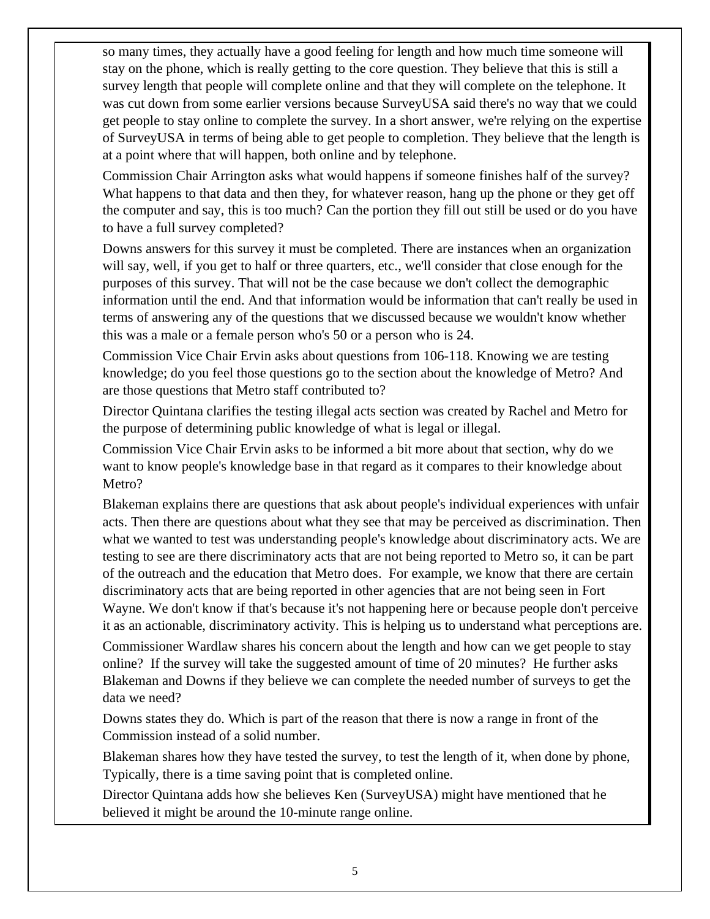so many times, they actually have a good feeling for length and how much time someone will stay on the phone, which is really getting to the core question. They believe that this is still a survey length that people will complete online and that they will complete on the telephone. It was cut down from some earlier versions because SurveyUSA said there's no way that we could get people to stay online to complete the survey. In a short answer, we're relying on the expertise of SurveyUSA in terms of being able to get people to completion. They believe that the length is at a point where that will happen, both online and by telephone.

Commission Chair Arrington asks what would happens if someone finishes half of the survey? What happens to that data and then they, for whatever reason, hang up the phone or they get off the computer and say, this is too much? Can the portion they fill out still be used or do you have to have a full survey completed?

Downs answers for this survey it must be completed. There are instances when an organization will say, well, if you get to half or three quarters, etc., we'll consider that close enough for the purposes of this survey. That will not be the case because we don't collect the demographic information until the end. And that information would be information that can't really be used in terms of answering any of the questions that we discussed because we wouldn't know whether this was a male or a female person who's 50 or a person who is 24.

Commission Vice Chair Ervin asks about questions from 106-118. Knowing we are testing knowledge; do you feel those questions go to the section about the knowledge of Metro? And are those questions that Metro staff contributed to?

Director Quintana clarifies the testing illegal acts section was created by Rachel and Metro for the purpose of determining public knowledge of what is legal or illegal.

Commission Vice Chair Ervin asks to be informed a bit more about that section, why do we want to know people's knowledge base in that regard as it compares to their knowledge about Metro?

Blakeman explains there are questions that ask about people's individual experiences with unfair acts. Then there are questions about what they see that may be perceived as discrimination. Then what we wanted to test was understanding people's knowledge about discriminatory acts. We are testing to see are there discriminatory acts that are not being reported to Metro so, it can be part of the outreach and the education that Metro does. For example, we know that there are certain discriminatory acts that are being reported in other agencies that are not being seen in Fort Wayne. We don't know if that's because it's not happening here or because people don't perceive it as an actionable, discriminatory activity. This is helping us to understand what perceptions are.

Commissioner Wardlaw shares his concern about the length and how can we get people to stay online? If the survey will take the suggested amount of time of 20 minutes? He further asks Blakeman and Downs if they believe we can complete the needed number of surveys to get the data we need?

Downs states they do. Which is part of the reason that there is now a range in front of the Commission instead of a solid number.

Blakeman shares how they have tested the survey, to test the length of it, when done by phone, Typically, there is a time saving point that is completed online.

Director Quintana adds how she believes Ken (SurveyUSA) might have mentioned that he believed it might be around the 10-minute range online.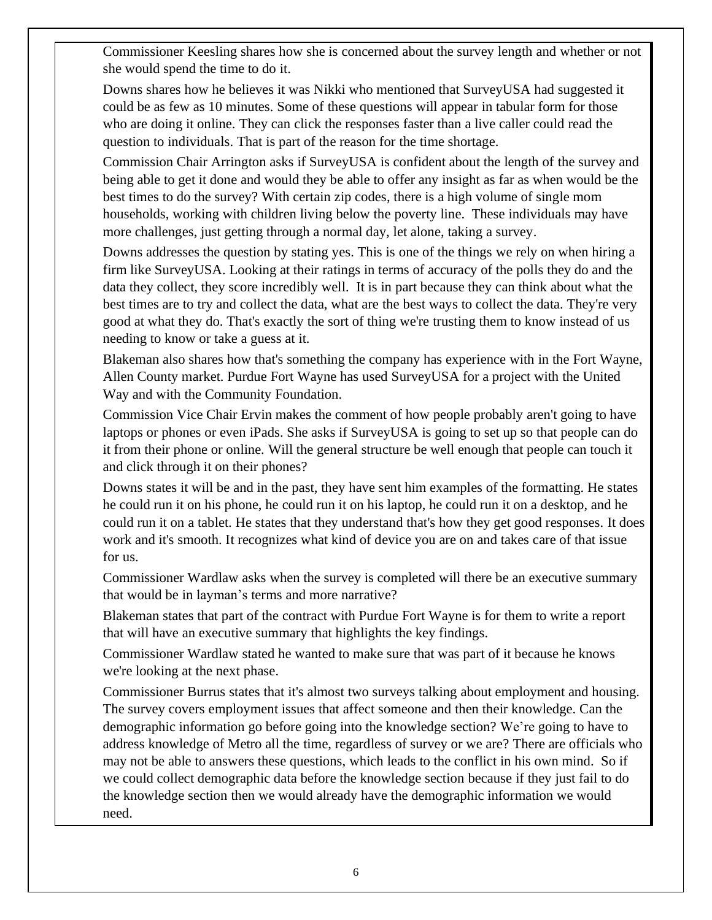Commissioner Keesling shares how she is concerned about the survey length and whether or not she would spend the time to do it.

Downs shares how he believes it was Nikki who mentioned that SurveyUSA had suggested it could be as few as 10 minutes. Some of these questions will appear in tabular form for those who are doing it online. They can click the responses faster than a live caller could read the question to individuals. That is part of the reason for the time shortage.

Commission Chair Arrington asks if SurveyUSA is confident about the length of the survey and being able to get it done and would they be able to offer any insight as far as when would be the best times to do the survey? With certain zip codes, there is a high volume of single mom households, working with children living below the poverty line. These individuals may have more challenges, just getting through a normal day, let alone, taking a survey.

Downs addresses the question by stating yes. This is one of the things we rely on when hiring a firm like SurveyUSA. Looking at their ratings in terms of accuracy of the polls they do and the data they collect, they score incredibly well. It is in part because they can think about what the best times are to try and collect the data, what are the best ways to collect the data. They're very good at what they do. That's exactly the sort of thing we're trusting them to know instead of us needing to know or take a guess at it.

Blakeman also shares how that's something the company has experience with in the Fort Wayne, Allen County market. Purdue Fort Wayne has used SurveyUSA for a project with the United Way and with the Community Foundation.

Commission Vice Chair Ervin makes the comment of how people probably aren't going to have laptops or phones or even iPads. She asks if SurveyUSA is going to set up so that people can do it from their phone or online. Will the general structure be well enough that people can touch it and click through it on their phones?

Downs states it will be and in the past, they have sent him examples of the formatting. He states he could run it on his phone, he could run it on his laptop, he could run it on a desktop, and he could run it on a tablet. He states that they understand that's how they get good responses. It does work and it's smooth. It recognizes what kind of device you are on and takes care of that issue for us.

Commissioner Wardlaw asks when the survey is completed will there be an executive summary that would be in layman's terms and more narrative?

Blakeman states that part of the contract with Purdue Fort Wayne is for them to write a report that will have an executive summary that highlights the key findings.

Commissioner Wardlaw stated he wanted to make sure that was part of it because he knows we're looking at the next phase.

Commissioner Burrus states that it's almost two surveys talking about employment and housing. The survey covers employment issues that affect someone and then their knowledge. Can the demographic information go before going into the knowledge section? We're going to have to address knowledge of Metro all the time, regardless of survey or we are? There are officials who may not be able to answers these questions, which leads to the conflict in his own mind. So if we could collect demographic data before the knowledge section because if they just fail to do the knowledge section then we would already have the demographic information we would need.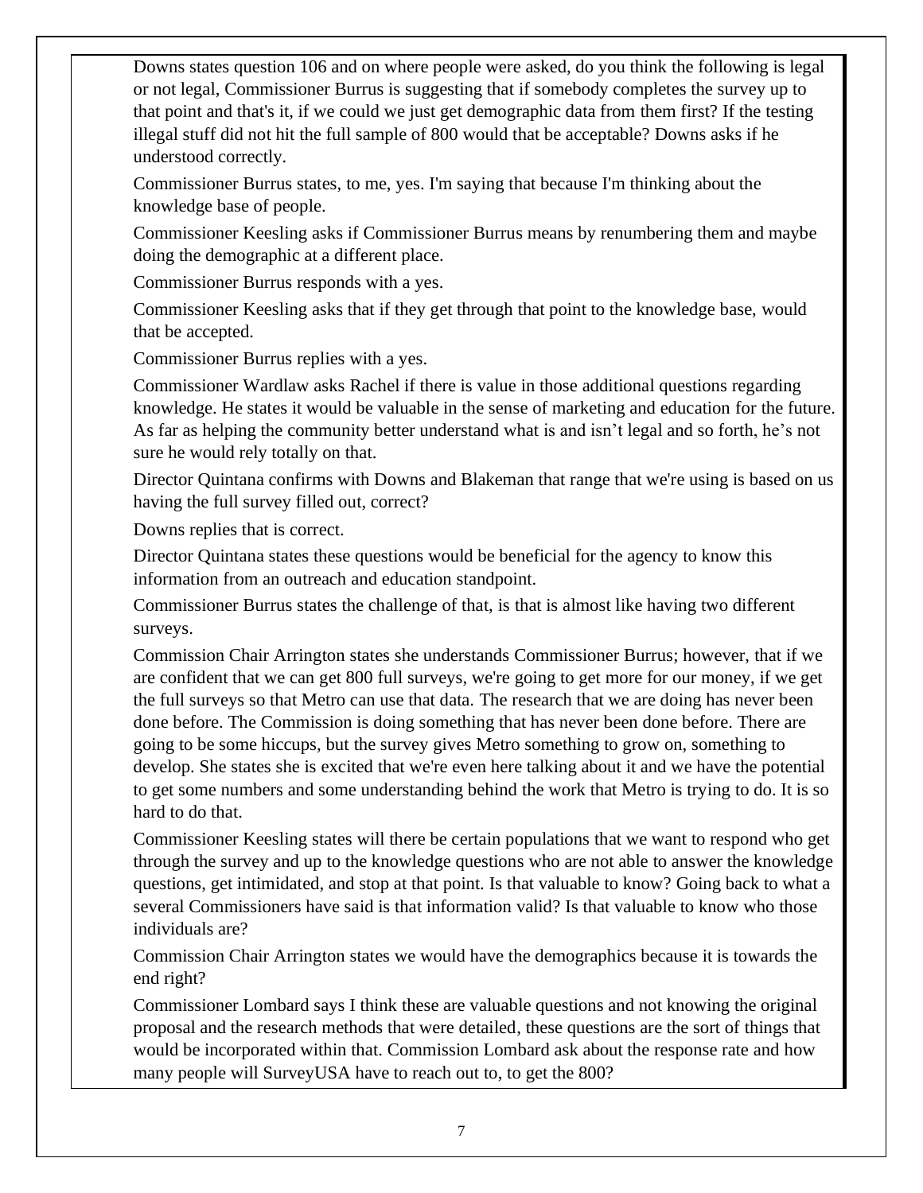Downs states question 106 and on where people were asked, do you think the following is legal or not legal, Commissioner Burrus is suggesting that if somebody completes the survey up to that point and that's it, if we could we just get demographic data from them first? If the testing illegal stuff did not hit the full sample of 800 would that be acceptable? Downs asks if he understood correctly.

Commissioner Burrus states, to me, yes. I'm saying that because I'm thinking about the knowledge base of people.

Commissioner Keesling asks if Commissioner Burrus means by renumbering them and maybe doing the demographic at a different place.

Commissioner Burrus responds with a yes.

Commissioner Keesling asks that if they get through that point to the knowledge base, would that be accepted.

Commissioner Burrus replies with a yes.

Commissioner Wardlaw asks Rachel if there is value in those additional questions regarding knowledge. He states it would be valuable in the sense of marketing and education for the future. As far as helping the community better understand what is and isn't legal and so forth, he's not sure he would rely totally on that.

Director Quintana confirms with Downs and Blakeman that range that we're using is based on us having the full survey filled out, correct?

Downs replies that is correct.

Director Quintana states these questions would be beneficial for the agency to know this information from an outreach and education standpoint.

Commissioner Burrus states the challenge of that, is that is almost like having two different surveys.

Commission Chair Arrington states she understands Commissioner Burrus; however, that if we are confident that we can get 800 full surveys, we're going to get more for our money, if we get the full surveys so that Metro can use that data. The research that we are doing has never been done before. The Commission is doing something that has never been done before. There are going to be some hiccups, but the survey gives Metro something to grow on, something to develop. She states she is excited that we're even here talking about it and we have the potential to get some numbers and some understanding behind the work that Metro is trying to do. It is so hard to do that.

Commissioner Keesling states will there be certain populations that we want to respond who get through the survey and up to the knowledge questions who are not able to answer the knowledge questions, get intimidated, and stop at that point. Is that valuable to know? Going back to what a several Commissioners have said is that information valid? Is that valuable to know who those individuals are?

Commission Chair Arrington states we would have the demographics because it is towards the end right?

Commissioner Lombard says I think these are valuable questions and not knowing the original proposal and the research methods that were detailed, these questions are the sort of things that would be incorporated within that. Commission Lombard ask about the response rate and how many people will SurveyUSA have to reach out to, to get the 800?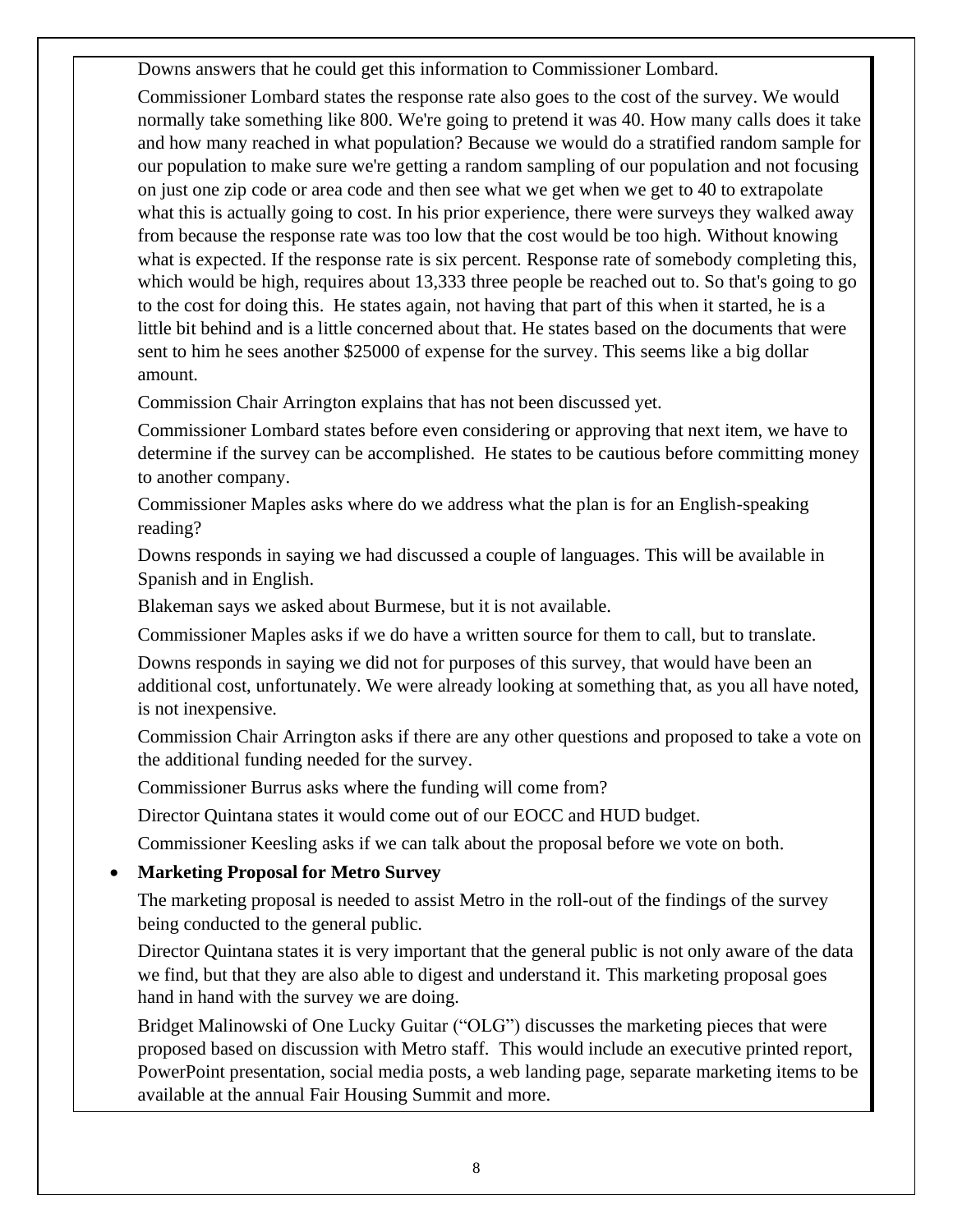Downs answers that he could get this information to Commissioner Lombard.

Commissioner Lombard states the response rate also goes to the cost of the survey. We would normally take something like 800. We're going to pretend it was 40. How many calls does it take and how many reached in what population? Because we would do a stratified random sample for our population to make sure we're getting a random sampling of our population and not focusing on just one zip code or area code and then see what we get when we get to 40 to extrapolate what this is actually going to cost. In his prior experience, there were surveys they walked away from because the response rate was too low that the cost would be too high. Without knowing what is expected. If the response rate is six percent. Response rate of somebody completing this, which would be high, requires about 13,333 three people be reached out to. So that's going to go to the cost for doing this. He states again, not having that part of this when it started, he is a little bit behind and is a little concerned about that. He states based on the documents that were sent to him he sees another $25000 of expense for the survey. This seems like a big dollar amount.

Commission Chair Arrington explains that has not been discussed yet.

Commissioner Lombard states before even considering or approving that next item, we have to determine if the survey can be accomplished. He states to be cautious before committing money to another company.

Commissioner Maples asks where do we address what the plan is for an English-speaking reading?

Downs responds in saying we had discussed a couple of languages. This will be available in Spanish and in English.

Blakeman says we asked about Burmese, but it is not available.

Commissioner Maples asks if we do have a written source for them to call, but to translate.

Downs responds in saying we did not for purposes of this survey, that would have been an additional cost, unfortunately. We were already looking at something that, as you all have noted, is not inexpensive.

Commission Chair Arrington asks if there are any other questions and proposed to take a vote on the additional funding needed for the survey.

Commissioner Burrus asks where the funding will come from?

Director Quintana states it would come out of our EOCC and HUD budget.

Commissioner Keesling asks if we can talk about the proposal before we vote on both.

- **Marketing Proposal for Metro Survey**

  The marketing proposal is needed to assist Metro in the roll-out of the findings of the survey being conducted to the general public.

  Director Quintana states it is very important that the general public is not only aware of the data we find, but that they are also able to digest and understand it. This marketing proposal goes hand in hand with the survey we are doing.

  Bridget Malinowski of One Lucky Guitar ("OLG") discusses the marketing pieces that were proposed based on discussion with Metro staff. This would include an executive printed report, PowerPoint presentation, social media posts, a web landing page, separate marketing items to be available at the annual Fair Housing Summit and more.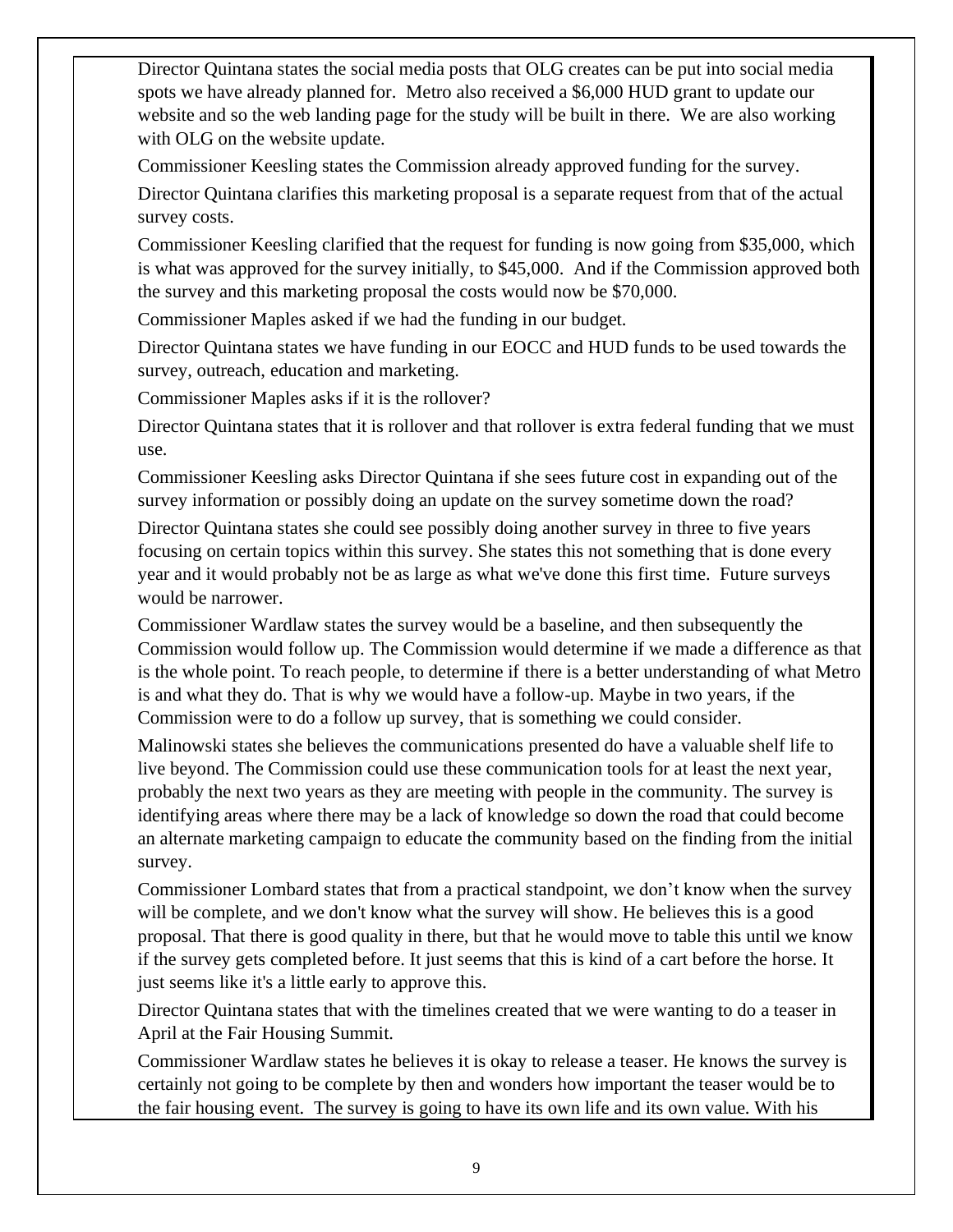Director Quintana states the social media posts that OLG creates can be put into social media spots we have already planned for. Metro also received a $6,000 HUD grant to update our website and so the web landing page for the study will be built in there. We are also working with OLG on the website update.

Commissioner Keesling states the Commission already approved funding for the survey.

Director Quintana clarifies this marketing proposal is a separate request from that of the actual survey costs.

Commissioner Keesling clarified that the request for funding is now going from $35,000, which is what was approved for the survey initially, to $45,000. And if the Commission approved both the survey and this marketing proposal the costs would now be $70,000.

Commissioner Maples asked if we had the funding in our budget.

Director Quintana states we have funding in our EOCC and HUD funds to be used towards the survey, outreach, education and marketing.

Commissioner Maples asks if it is the rollover?

Director Quintana states that it is rollover and that rollover is extra federal funding that we must use.

Commissioner Keesling asks Director Quintana if she sees future cost in expanding out of the survey information or possibly doing an update on the survey sometime down the road?

Director Quintana states she could see possibly doing another survey in three to five years focusing on certain topics within this survey. She states this not something that is done every year and it would probably not be as large as what we've done this first time. Future surveys would be narrower.

Commissioner Wardlaw states the survey would be a baseline, and then subsequently the Commission would follow up. The Commission would determine if we made a difference as that is the whole point. To reach people, to determine if there is a better understanding of what Metro is and what they do. That is why we would have a follow-up. Maybe in two years, if the Commission were to do a follow up survey, that is something we could consider.

Malinowski states she believes the communications presented do have a valuable shelf life to live beyond. The Commission could use these communication tools for at least the next year, probably the next two years as they are meeting with people in the community. The survey is identifying areas where there may be a lack of knowledge so down the road that could become an alternate marketing campaign to educate the community based on the finding from the initial survey.

Commissioner Lombard states that from a practical standpoint, we don't know when the survey will be complete, and we don't know what the survey will show. He believes this is a good proposal. That there is good quality in there, but that he would move to table this until we know if the survey gets completed before. It just seems that this is kind of a cart before the horse. It just seems like it's a little early to approve this.

Director Quintana states that with the timelines created that we were wanting to do a teaser in April at the Fair Housing Summit.

Commissioner Wardlaw states he believes it is okay to release a teaser. He knows the survey is certainly not going to be complete by then and wonders how important the teaser would be to the fair housing event. The survey is going to have its own life and its own value. With his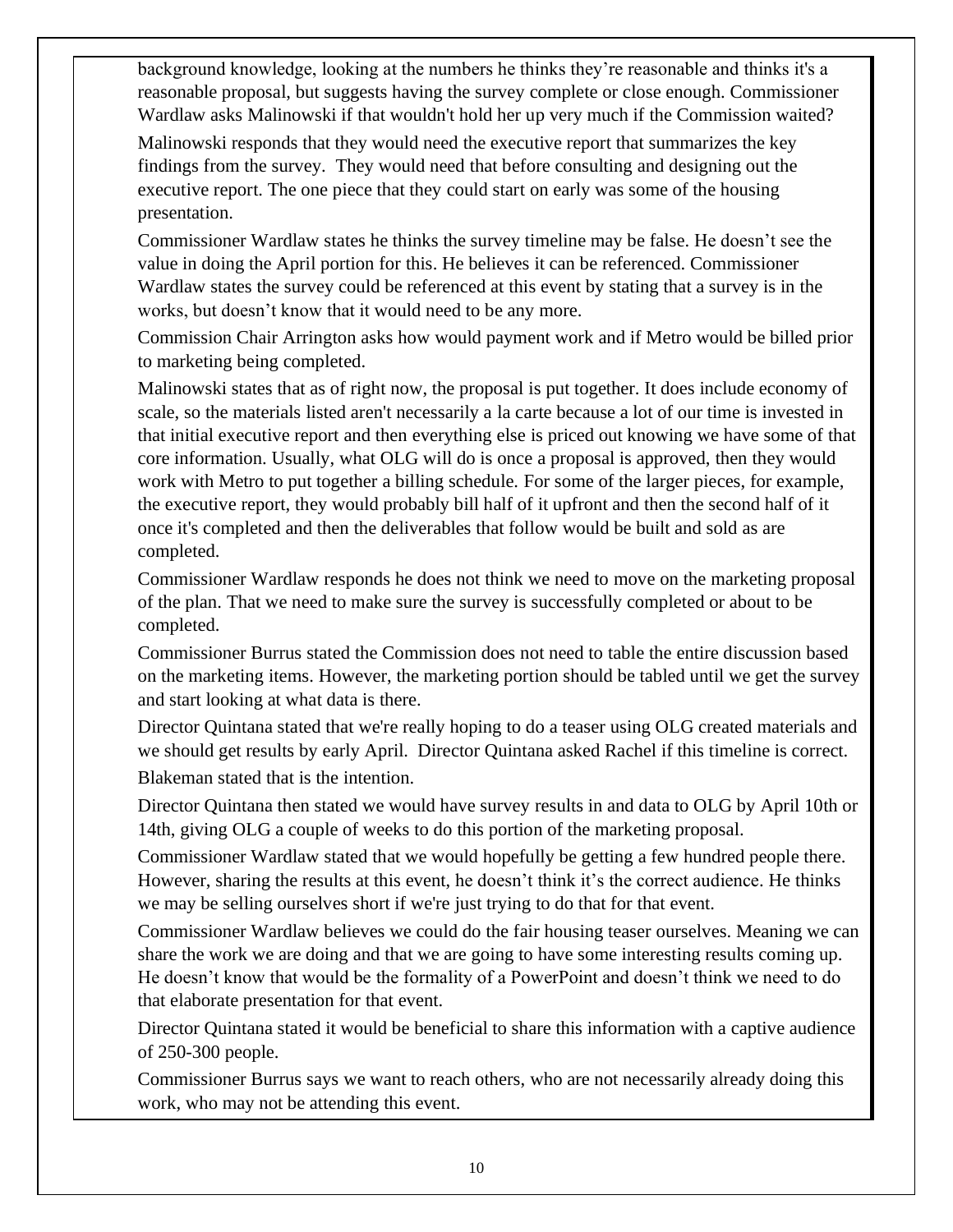background knowledge, looking at the numbers he thinks they're reasonable and thinks it's a reasonable proposal, but suggests having the survey complete or close enough. Commissioner Wardlaw asks Malinowski if that wouldn't hold her up very much if the Commission waited?

Malinowski responds that they would need the executive report that summarizes the key findings from the survey. They would need that before consulting and designing out the executive report. The one piece that they could start on early was some of the housing presentation.

Commissioner Wardlaw states he thinks the survey timeline may be false. He doesn't see the value in doing the April portion for this. He believes it can be referenced. Commissioner Wardlaw states the survey could be referenced at this event by stating that a survey is in the works, but doesn't know that it would need to be any more.

Commission Chair Arrington asks how would payment work and if Metro would be billed prior to marketing being completed.

Malinowski states that as of right now, the proposal is put together. It does include economy of scale, so the materials listed aren't necessarily a la carte because a lot of our time is invested in that initial executive report and then everything else is priced out knowing we have some of that core information. Usually, what OLG will do is once a proposal is approved, then they would work with Metro to put together a billing schedule. For some of the larger pieces, for example, the executive report, they would probably bill half of it upfront and then the second half of it once it's completed and then the deliverables that follow would be built and sold as are completed.

Commissioner Wardlaw responds he does not think we need to move on the marketing proposal of the plan. That we need to make sure the survey is successfully completed or about to be completed.

Commissioner Burrus stated the Commission does not need to table the entire discussion based on the marketing items. However, the marketing portion should be tabled until we get the survey and start looking at what data is there.

Director Quintana stated that we're really hoping to do a teaser using OLG created materials and we should get results by early April. Director Quintana asked Rachel if this timeline is correct.

Blakeman stated that is the intention.

Director Quintana then stated we would have survey results in and data to OLG by April 10th or 14th, giving OLG a couple of weeks to do this portion of the marketing proposal.

Commissioner Wardlaw stated that we would hopefully be getting a few hundred people there. However, sharing the results at this event, he doesn't think it's the correct audience. He thinks we may be selling ourselves short if we're just trying to do that for that event.

Commissioner Wardlaw believes we could do the fair housing teaser ourselves. Meaning we can share the work we are doing and that we are going to have some interesting results coming up. He doesn't know that would be the formality of a PowerPoint and doesn't think we need to do that elaborate presentation for that event.

Director Quintana stated it would be beneficial to share this information with a captive audience of 250-300 people.

Commissioner Burrus says we want to reach others, who are not necessarily already doing this work, who may not be attending this event.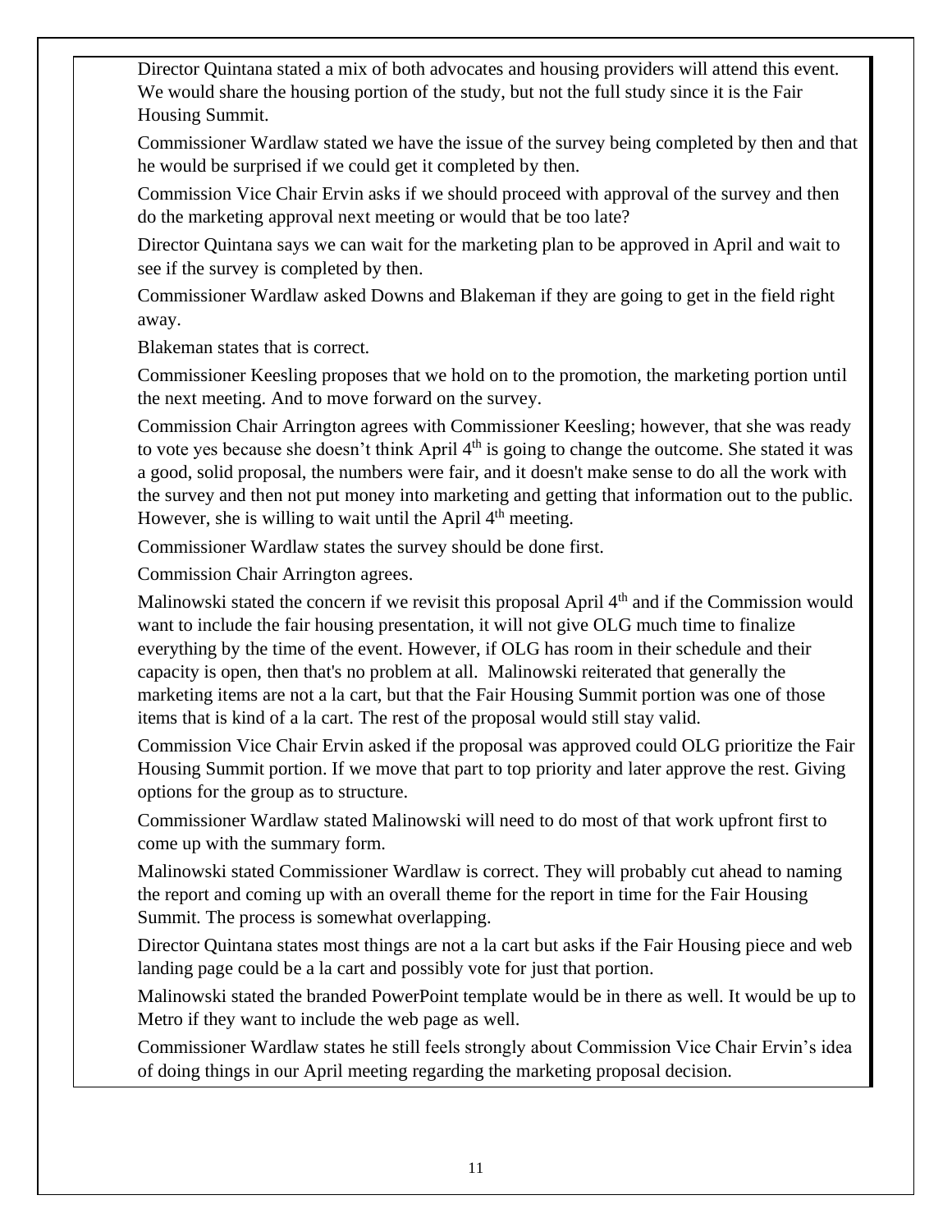Director Quintana stated a mix of both advocates and housing providers will attend this event. We would share the housing portion of the study, but not the full study since it is the Fair Housing Summit.

Commissioner Wardlaw stated we have the issue of the survey being completed by then and that he would be surprised if we could get it completed by then.

Commission Vice Chair Ervin asks if we should proceed with approval of the survey and then do the marketing approval next meeting or would that be too late?

Director Quintana says we can wait for the marketing plan to be approved in April and wait to see if the survey is completed by then.

Commissioner Wardlaw asked Downs and Blakeman if they are going to get in the field right away.

Blakeman states that is correct.

Commissioner Keesling proposes that we hold on to the promotion, the marketing portion until the next meeting. And to move forward on the survey.

Commission Chair Arrington agrees with Commissioner Keesling; however, that she was ready to vote yes because she doesn't think April 4th is going to change the outcome. She stated it was a good, solid proposal, the numbers were fair, and it doesn't make sense to do all the work with the survey and then not put money into marketing and getting that information out to the public. However, she is willing to wait until the April 4th meeting.

Commissioner Wardlaw states the survey should be done first.

Commission Chair Arrington agrees.

Malinowski stated the concern if we revisit this proposal April 4th and if the Commission would want to include the fair housing presentation, it will not give OLG much time to finalize everything by the time of the event. However, if OLG has room in their schedule and their capacity is open, then that's no problem at all. Malinowski reiterated that generally the marketing items are not a la cart, but that the Fair Housing Summit portion was one of those items that is kind of a la cart. The rest of the proposal would still stay valid.

Commission Vice Chair Ervin asked if the proposal was approved could OLG prioritize the Fair Housing Summit portion. If we move that part to top priority and later approve the rest. Giving options for the group as to structure.

Commissioner Wardlaw stated Malinowski will need to do most of that work upfront first to come up with the summary form.

Malinowski stated Commissioner Wardlaw is correct. They will probably cut ahead to naming the report and coming up with an overall theme for the report in time for the Fair Housing Summit. The process is somewhat overlapping.

Director Quintana states most things are not a la cart but asks if the Fair Housing piece and web landing page could be a la cart and possibly vote for just that portion.

Malinowski stated the branded PowerPoint template would be in there as well. It would be up to Metro if they want to include the web page as well.

Commissioner Wardlaw states he still feels strongly about Commission Vice Chair Ervin's idea of doing things in our April meeting regarding the marketing proposal decision.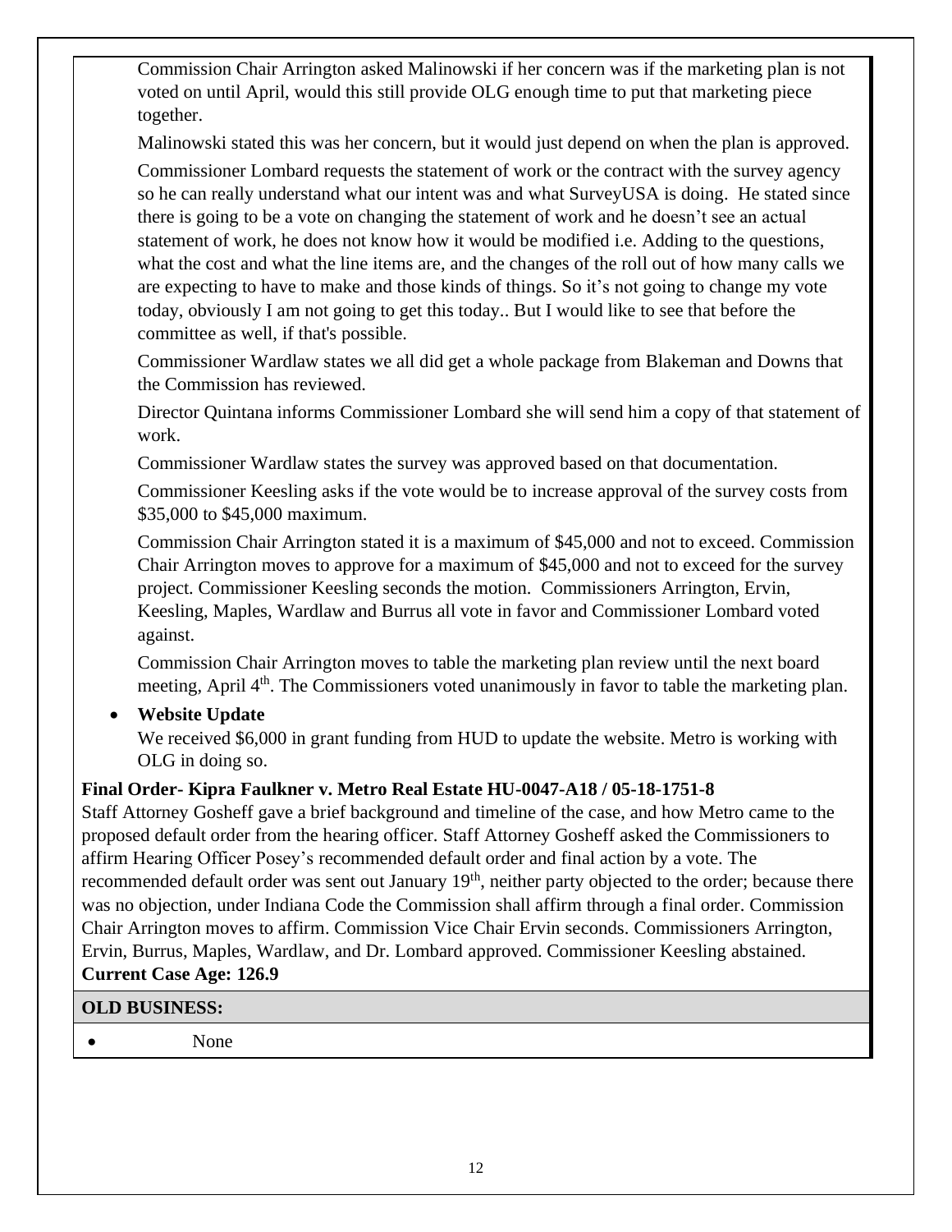Commission Chair Arrington asked Malinowski if her concern was if the marketing plan is not voted on until April, would this still provide OLG enough time to put that marketing piece together.

Malinowski stated this was her concern, but it would just depend on when the plan is approved.

Commissioner Lombard requests the statement of work or the contract with the survey agency so he can really understand what our intent was and what SurveyUSA is doing. He stated since there is going to be a vote on changing the statement of work and he doesn't see an actual statement of work, he does not know how it would be modified i.e. Adding to the questions, what the cost and what the line items are, and the changes of the roll out of how many calls we are expecting to have to make and those kinds of things. So it's not going to change my vote today, obviously I am not going to get this today.. But I would like to see that before the committee as well, if that's possible.

Commissioner Wardlaw states we all did get a whole package from Blakeman and Downs that the Commission has reviewed.

Director Quintana informs Commissioner Lombard she will send him a copy of that statement of work.

Commissioner Wardlaw states the survey was approved based on that documentation.

Commissioner Keesling asks if the vote would be to increase approval of the survey costs from \$35,000 to \$45,000 maximum.

Commission Chair Arrington stated it is a maximum of \$45,000 and not to exceed. Commission Chair Arrington moves to approve for a maximum of \$45,000 and not to exceed for the survey project. Commissioner Keesling seconds the motion. Commissioners Arrington, Ervin, Keesling, Maples, Wardlaw and Burrus all vote in favor and Commissioner Lombard voted against.

Commission Chair Arrington moves to table the marketing plan review until the next board meeting, April 4th. The Commissioners voted unanimously in favor to table the marketing plan.

- **Website Update**
  We received \$6,000 in grant funding from HUD to update the website. Metro is working with OLG in doing so.

**Final Order- Kipra Faulkner v. Metro Real Estate HU-0047-A18 / 05-18-1751-8**

Staff Attorney Gosheff gave a brief background and timeline of the case, and how Metro came to the proposed default order from the hearing officer. Staff Attorney Gosheff asked the Commissioners to affirm Hearing Officer Posey's recommended default order and final action by a vote. The recommended default order was sent out January 19th, neither party objected to the order; because there was no objection, under Indiana Code the Commission shall affirm through a final order. Commission Chair Arrington moves to affirm. Commission Vice Chair Ervin seconds. Commissioners Arrington, Ervin, Burrus, Maples, Wardlaw, and Dr. Lombard approved. Commissioner Keesling abstained.

**Current Case Age: 126.9**

**OLD BUSINESS:**

- None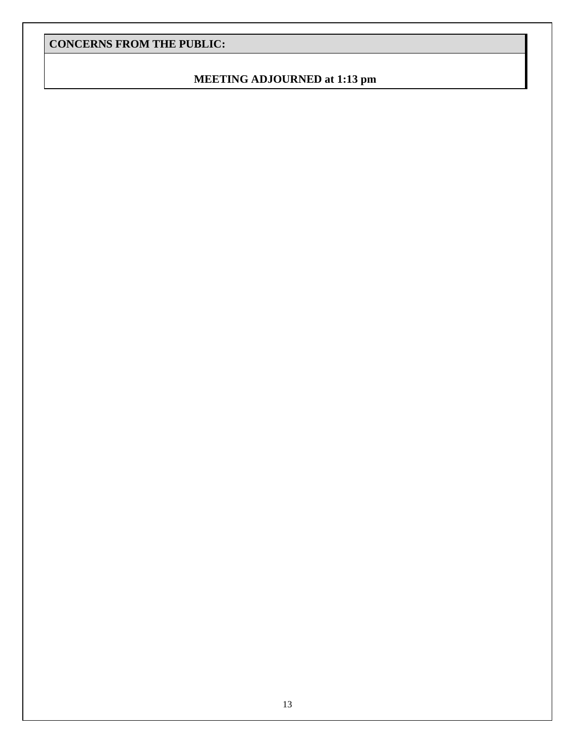**CONCERNS FROM THE PUBLIC:**

**MEETING ADJOURNED at 1:13 pm**